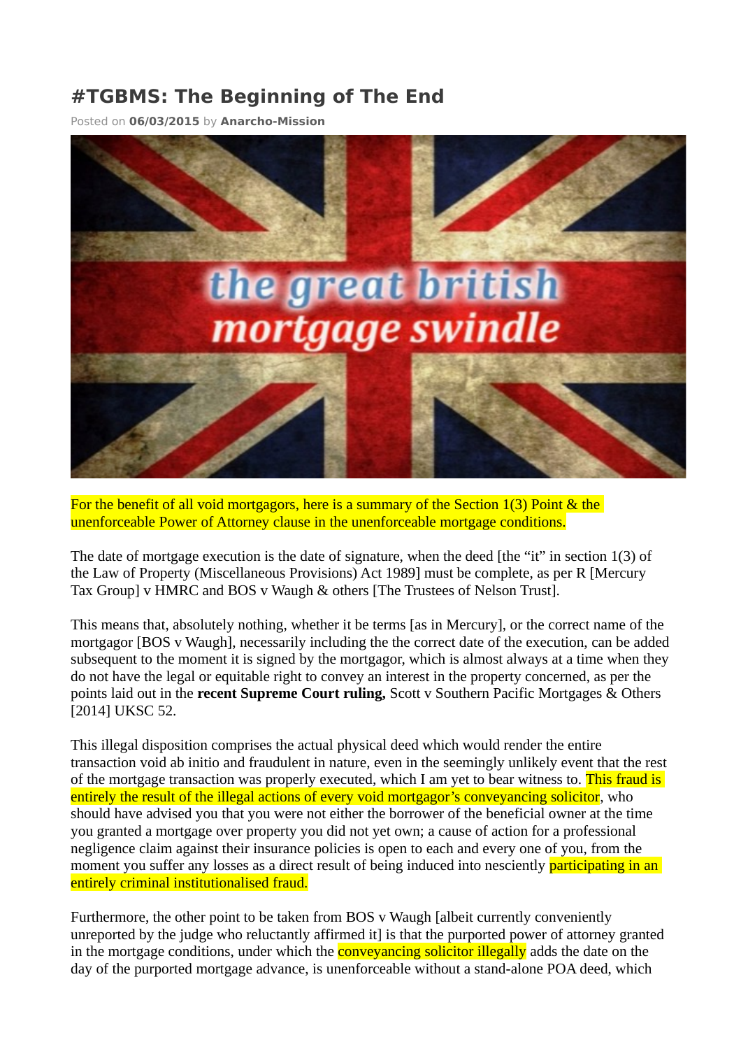# #TGBMS: The Beginning of The End

Posted on **06/03/2015** by **Anarcho-Mission**

For the benefit of all void mortgagors, here is a summary of the Section 1(3) Point & the unenforceable Power of Attorney clause in the unenforceable mortgage conditions.

The date of mortgage execution is the date of signature, when the deed [the "it" in section 1(3) of the Law of Property (Miscellaneous Provisions) Act 1989] must be complete, as per R [Mercury Tax Group] v HMRC and BOS v Waugh & others [The Trustees of Nelson Trust].

This means that, absolutely nothing, whether it be terms [as in Mercury], or the correct name of the mortgagor [BOS v Waugh], necessarily including the the correct date of the execution, can be added subsequent to the moment it is signed by the mortgagor, which is almost always at a time when they do not have the legal or equitable right to convey an interest in the property concerned, as per the points laid out in the **recent Supreme Court ruling,** Scott v Southern Pacific Mortgages & Others [2014] UKSC 52.

This illegal disposition comprises the actual physical deed which would render the entire transaction void ab initio and fraudulent in nature, even in the seemingly unlikely event that the rest of the mortgage transaction was properly executed, which I am yet to bear witness to. This fraud is entirely the result of the illegal actions of every void mortgagor's conveyancing solicitor, who should have advised you that you were not either the borrower of the beneficial owner at the time you granted a mortgage over property you did not yet own; a cause of action for a professional negligence claim against their insurance policies is open to each and every one of you, from the moment you suffer any losses as a direct result of being induced into nesciently participating in an entirely criminal institutionalised fraud.

Furthermore, the other point to be taken from BOS v Waugh [albeit currently conveniently unreported by the judge who reluctantly affirmed it] is that the purported power of attorney granted in the mortgage conditions, under which the conveyancing solicitor illegally adds the date on the day of the purported mortgage advance, is unenforceable without a stand-alone POA deed, which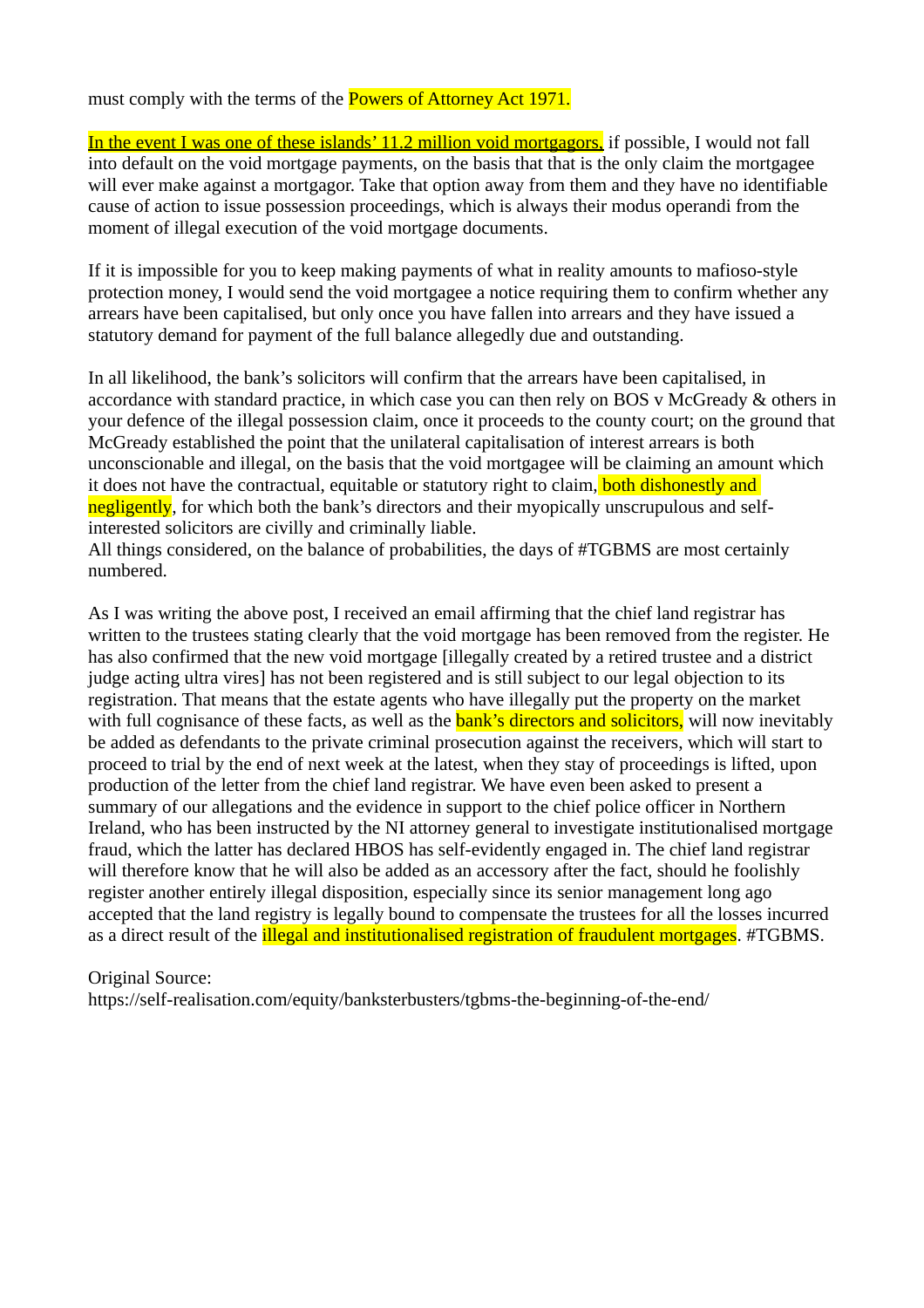must comply with the terms of the Powers of Attorney Act 1971.

In the event I was one of these islands' 11.2 million void mortgagors, if possible, I would not fall into default on the void mortgage payments, on the basis that that is the only claim the mortgagee will ever make against a mortgagor. Take that option away from them and they have no identifiable cause of action to issue possession proceedings, which is always their modus operandi from the moment of illegal execution of the void mortgage documents.

If it is impossible for you to keep making payments of what in reality amounts to mafioso-style protection money, I would send the void mortgagee a notice requiring them to confirm whether any arrears have been capitalised, but only once you have fallen into arrears and they have issued a statutory demand for payment of the full balance allegedly due and outstanding.

In all likelihood, the bank's solicitors will confirm that the arrears have been capitalised, in accordance with standard practice, in which case you can then rely on BOS v McGready & others in your defence of the illegal possession claim, once it proceeds to the county court; on the ground that McGready established the point that the unilateral capitalisation of interest arrears is both unconscionable and illegal, on the basis that the void mortgagee will be claiming an amount which it does not have the contractual, equitable or statutory right to claim, both dishonestly and negligently, for which both the bank's directors and their myopically unscrupulous and self-interested solicitors are civilly and criminally liable.
All things considered, on the balance of probabilities, the days of #TGBMS are most certainly numbered.

As I was writing the above post, I received an email affirming that the chief land registrar has written to the trustees stating clearly that the void mortgage has been removed from the register. He has also confirmed that the new void mortgage [illegally created by a retired trustee and a district judge acting ultra vires] has not been registered and is still subject to our legal objection to its registration. That means that the estate agents who have illegally put the property on the market with full cognisance of these facts, as well as the bank's directors and solicitors, will now inevitably be added as defendants to the private criminal prosecution against the receivers, which will start to proceed to trial by the end of next week at the latest, when they stay of proceedings is lifted, upon production of the letter from the chief land registrar. We have even been asked to present a summary of our allegations and the evidence in support to the chief police officer in Northern Ireland, who has been instructed by the NI attorney general to investigate institutionalised mortgage fraud, which the latter has declared HBOS has self-evidently engaged in. The chief land registrar will therefore know that he will also be added as an accessory after the fact, should he foolishly register another entirely illegal disposition, especially since its senior management long ago accepted that the land registry is legally bound to compensate the trustees for all the losses incurred as a direct result of the illegal and institutionalised registration of fraudulent mortgages. #TGBMS.

Original Source:
https://self-realisation.com/equity/banksterbusters/tgbms-the-beginning-of-the-end/